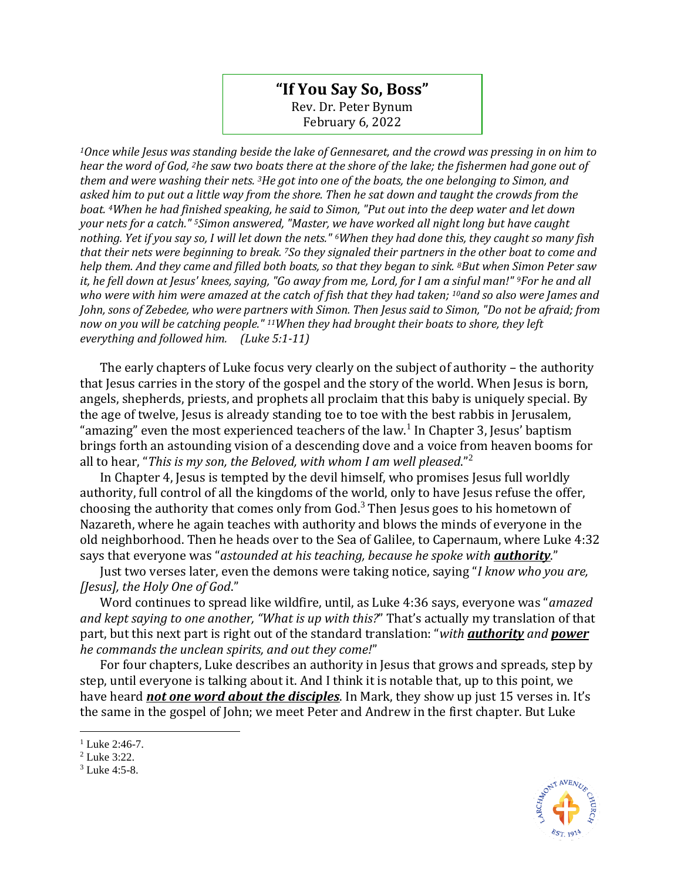# "If You Say So, Boss"

Rev. Dr. Peter Bynum
February 6, 2022

*1Once while Jesus was standing beside the lake of Gennesaret, and the crowd was pressing in on him to hear the word of God, 2he saw two boats there at the shore of the lake; the fishermen had gone out of them and were washing their nets. 3He got into one of the boats, the one belonging to Simon, and asked him to put out a little way from the shore. Then he sat down and taught the crowds from the boat. 4When he had finished speaking, he said to Simon, "Put out into the deep water and let down your nets for a catch." 5Simon answered, "Master, we have worked all night long but have caught nothing. Yet if you say so, I will let down the nets." 6When they had done this, they caught so many fish that their nets were beginning to break. 7So they signaled their partners in the other boat to come and help them. And they came and filled both boats, so that they began to sink. 8But when Simon Peter saw it, he fell down at Jesus' knees, saying, "Go away from me, Lord, for I am a sinful man!" 9For he and all who were with him were amazed at the catch of fish that they had taken; 10and so also were James and John, sons of Zebedee, who were partners with Simon. Then Jesus said to Simon, "Do not be afraid; from now on you will be catching people." 11When they had brought their boats to shore, they left everything and followed him. (Luke 5:1-11)*

The early chapters of Luke focus very clearly on the subject of authority – the authority that Jesus carries in the story of the gospel and the story of the world. When Jesus is born, angels, shepherds, priests, and prophets all proclaim that this baby is uniquely special. By the age of twelve, Jesus is already standing toe to toe with the best rabbis in Jerusalem, "amazing" even the most experienced teachers of the law.[1] In Chapter 3, Jesus' baptism brings forth an astounding vision of a descending dove and a voice from heaven booms for all to hear, "*This is my son, the Beloved, with whom I am well pleased*."[2]

In Chapter 4, Jesus is tempted by the devil himself, who promises Jesus full worldly authority, full control of all the kingdoms of the world, only to have Jesus refuse the offer, choosing the authority that comes only from God.[3] Then Jesus goes to his hometown of Nazareth, where he again teaches with authority and blows the minds of everyone in the old neighborhood. Then he heads over to the Sea of Galilee, to Capernaum, where Luke 4:32 says that everyone was "*astounded at his teaching, because he spoke with **authority**.*"

Just two verses later, even the demons were taking notice, saying "*I know who you are, [Jesus], the Holy One of God*."

Word continues to spread like wildfire, until, as Luke 4:36 says, everyone was "*amazed and kept saying to one another, "What is up with this?*" That's actually my translation of that part, but this next part is right out of the standard translation: "*with **authority** and **power** he commands the unclean spirits, and out they come!*"

For four chapters, Luke describes an authority in Jesus that grows and spreads, step by step, until everyone is talking about it. And I think it is notable that, up to this point, we have heard ***not one word about the disciples***. In Mark, they show up just 15 verses in. It's the same in the gospel of John; we meet Peter and Andrew in the first chapter. But Luke

---

[1] Luke 2:46-7.
[2] Luke 3:22.
[3] Luke 4:5-8.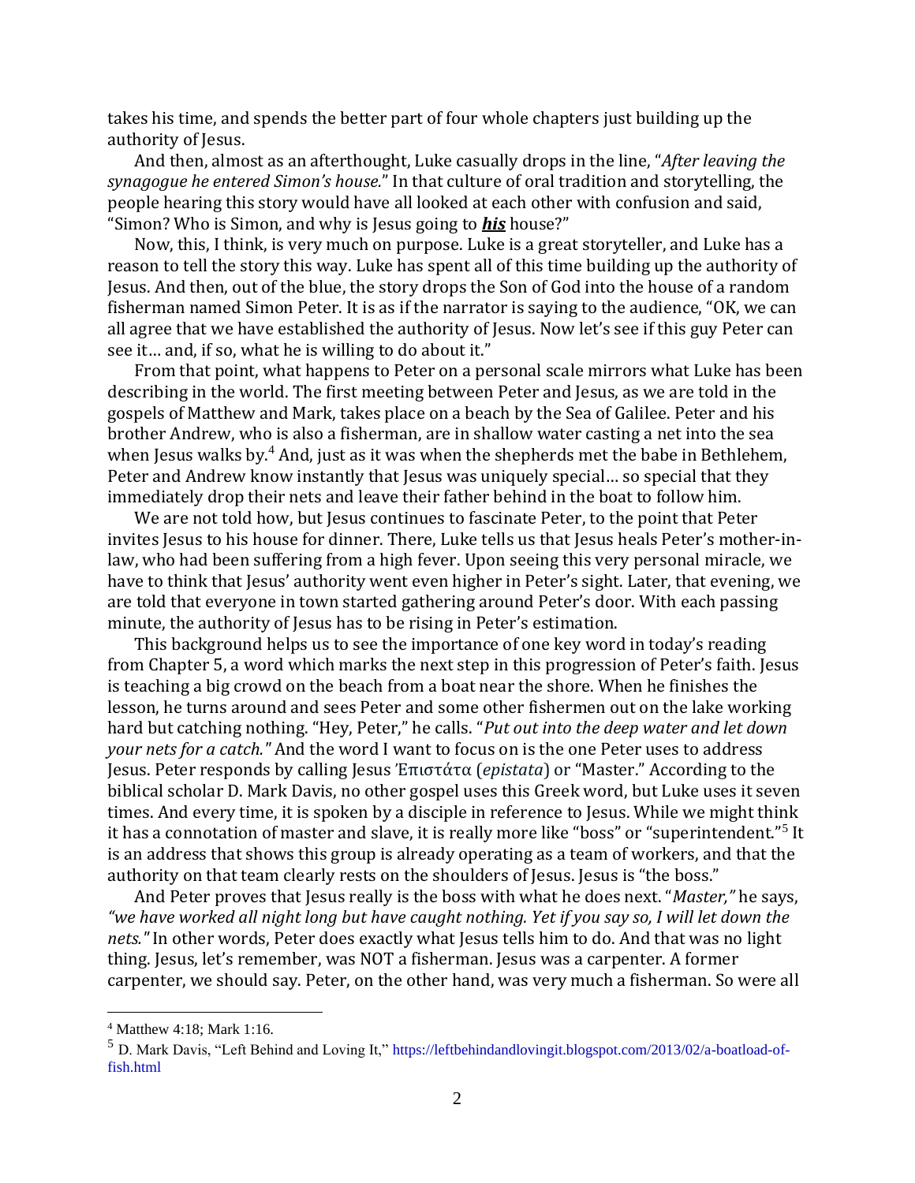takes his time, and spends the better part of four whole chapters just building up the authority of Jesus.

And then, almost as an afterthought, Luke casually drops in the line, "*After leaving the synagogue he entered Simon's house.*" In that culture of oral tradition and storytelling, the people hearing this story would have all looked at each other with confusion and said, "Simon? Who is Simon, and why is Jesus going to ***his*** house?"

Now, this, I think, is very much on purpose. Luke is a great storyteller, and Luke has a reason to tell the story this way. Luke has spent all of this time building up the authority of Jesus. And then, out of the blue, the story drops the Son of God into the house of a random fisherman named Simon Peter. It is as if the narrator is saying to the audience, "OK, we can all agree that we have established the authority of Jesus. Now let's see if this guy Peter can see it… and, if so, what he is willing to do about it."

From that point, what happens to Peter on a personal scale mirrors what Luke has been describing in the world. The first meeting between Peter and Jesus, as we are told in the gospels of Matthew and Mark, takes place on a beach by the Sea of Galilee. Peter and his brother Andrew, who is also a fisherman, are in shallow water casting a net into the sea when Jesus walks by.[4] And, just as it was when the shepherds met the babe in Bethlehem, Peter and Andrew know instantly that Jesus was uniquely special… so special that they immediately drop their nets and leave their father behind in the boat to follow him.

We are not told how, but Jesus continues to fascinate Peter, to the point that Peter invites Jesus to his house for dinner. There, Luke tells us that Jesus heals Peter's mother-in-law, who had been suffering from a high fever. Upon seeing this very personal miracle, we have to think that Jesus' authority went even higher in Peter's sight. Later, that evening, we are told that everyone in town started gathering around Peter's door. With each passing minute, the authority of Jesus has to be rising in Peter's estimation.

This background helps us to see the importance of one key word in today's reading from Chapter 5, a word which marks the next step in this progression of Peter's faith. Jesus is teaching a big crowd on the beach from a boat near the shore. When he finishes the lesson, he turns around and sees Peter and some other fishermen out on the lake working hard but catching nothing. "Hey, Peter," he calls. "*Put out into the deep water and let down your nets for a catch.*" And the word I want to focus on is the one Peter uses to address Jesus. Peter responds by calling Jesus Ἐπιστάτα (*epistata*) or "Master." According to the biblical scholar D. Mark Davis, no other gospel uses this Greek word, but Luke uses it seven times. And every time, it is spoken by a disciple in reference to Jesus. While we might think it has a connotation of master and slave, it is really more like "boss" or "superintendent."[5] It is an address that shows this group is already operating as a team of workers, and that the authority on that team clearly rests on the shoulders of Jesus. Jesus is "the boss."

And Peter proves that Jesus really is the boss with what he does next. "*Master,*" he says, *"we have worked all night long but have caught nothing. Yet if you say so, I will let down the nets."* In other words, Peter does exactly what Jesus tells him to do. And that was no light thing. Jesus, let's remember, was NOT a fisherman. Jesus was a carpenter. A former carpenter, we should say. Peter, on the other hand, was very much a fisherman. So were all

---

[4] Matthew 4:18; Mark 1:16.

[5] D. Mark Davis, "Left Behind and Loving It," https://leftbehindandlovingit.blogspot.com/2013/02/a-boatload-of-fish.html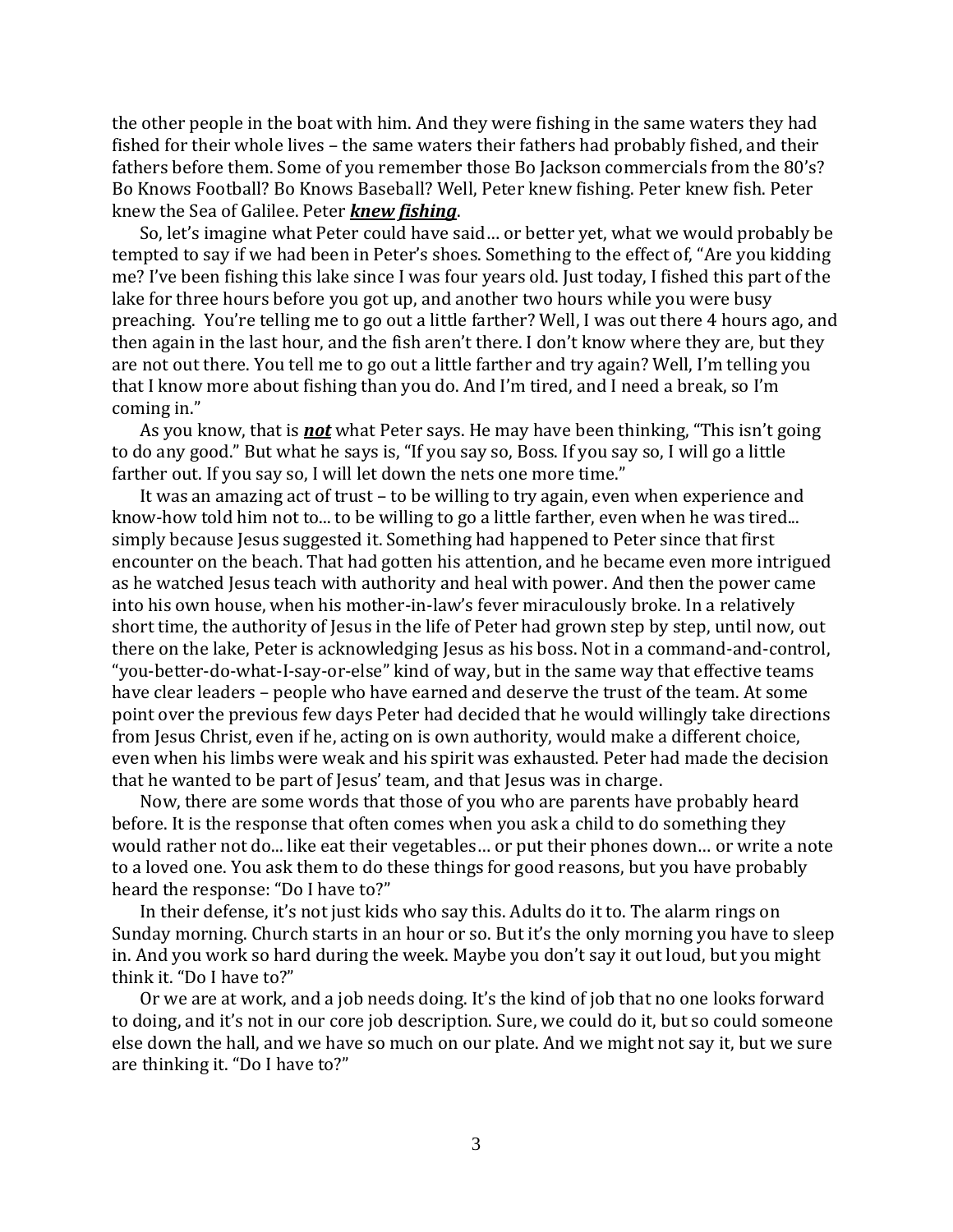the other people in the boat with him. And they were fishing in the same waters they had fished for their whole lives – the same waters their fathers had probably fished, and their fathers before them. Some of you remember those Bo Jackson commercials from the 80's? Bo Knows Football? Bo Knows Baseball? Well, Peter knew fishing. Peter knew fish. Peter knew the Sea of Galilee. Peter ***knew fishing***.

So, let's imagine what Peter could have said… or better yet, what we would probably be tempted to say if we had been in Peter's shoes. Something to the effect of, "Are you kidding me? I've been fishing this lake since I was four years old. Just today, I fished this part of the lake for three hours before you got up, and another two hours while you were busy preaching. You're telling me to go out a little farther? Well, I was out there 4 hours ago, and then again in the last hour, and the fish aren't there. I don't know where they are, but they are not out there. You tell me to go out a little farther and try again? Well, I'm telling you that I know more about fishing than you do. And I'm tired, and I need a break, so I'm coming in."

As you know, that is ***not*** what Peter says. He may have been thinking, "This isn't going to do any good." But what he says is, "If you say so, Boss. If you say so, I will go a little farther out. If you say so, I will let down the nets one more time."

It was an amazing act of trust – to be willing to try again, even when experience and know-how told him not to... to be willing to go a little farther, even when he was tired... simply because Jesus suggested it. Something had happened to Peter since that first encounter on the beach. That had gotten his attention, and he became even more intrigued as he watched Jesus teach with authority and heal with power. And then the power came into his own house, when his mother-in-law's fever miraculously broke. In a relatively short time, the authority of Jesus in the life of Peter had grown step by step, until now, out there on the lake, Peter is acknowledging Jesus as his boss. Not in a command-and-control, "you-better-do-what-I-say-or-else" kind of way, but in the same way that effective teams have clear leaders – people who have earned and deserve the trust of the team. At some point over the previous few days Peter had decided that he would willingly take directions from Jesus Christ, even if he, acting on is own authority, would make a different choice, even when his limbs were weak and his spirit was exhausted. Peter had made the decision that he wanted to be part of Jesus' team, and that Jesus was in charge.

Now, there are some words that those of you who are parents have probably heard before. It is the response that often comes when you ask a child to do something they would rather not do... like eat their vegetables… or put their phones down… or write a note to a loved one. You ask them to do these things for good reasons, but you have probably heard the response: "Do I have to?"

In their defense, it's not just kids who say this. Adults do it to. The alarm rings on Sunday morning. Church starts in an hour or so. But it's the only morning you have to sleep in. And you work so hard during the week. Maybe you don't say it out loud, but you might think it. "Do I have to?"

Or we are at work, and a job needs doing. It's the kind of job that no one looks forward to doing, and it's not in our core job description. Sure, we could do it, but so could someone else down the hall, and we have so much on our plate. And we might not say it, but we sure are thinking it. "Do I have to?"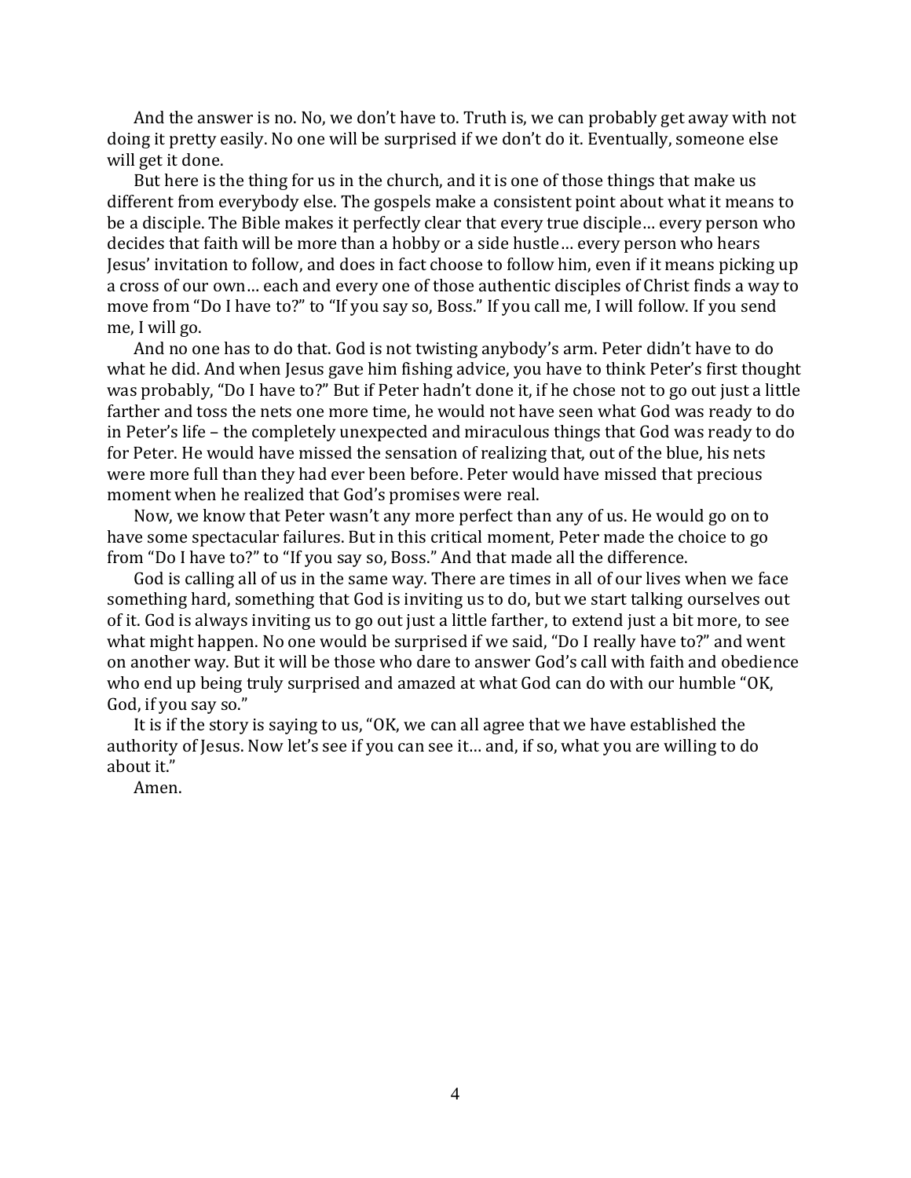And the answer is no. No, we don't have to. Truth is, we can probably get away with not doing it pretty easily. No one will be surprised if we don't do it. Eventually, someone else will get it done.

But here is the thing for us in the church, and it is one of those things that make us different from everybody else. The gospels make a consistent point about what it means to be a disciple. The Bible makes it perfectly clear that every true disciple… every person who decides that faith will be more than a hobby or a side hustle… every person who hears Jesus' invitation to follow, and does in fact choose to follow him, even if it means picking up a cross of our own… each and every one of those authentic disciples of Christ finds a way to move from "Do I have to?" to "If you say so, Boss." If you call me, I will follow. If you send me, I will go.

And no one has to do that. God is not twisting anybody's arm. Peter didn't have to do what he did. And when Jesus gave him fishing advice, you have to think Peter's first thought was probably, "Do I have to?" But if Peter hadn't done it, if he chose not to go out just a little farther and toss the nets one more time, he would not have seen what God was ready to do in Peter's life – the completely unexpected and miraculous things that God was ready to do for Peter. He would have missed the sensation of realizing that, out of the blue, his nets were more full than they had ever been before. Peter would have missed that precious moment when he realized that God's promises were real.

Now, we know that Peter wasn't any more perfect than any of us. He would go on to have some spectacular failures. But in this critical moment, Peter made the choice to go from "Do I have to?" to "If you say so, Boss." And that made all the difference.

God is calling all of us in the same way. There are times in all of our lives when we face something hard, something that God is inviting us to do, but we start talking ourselves out of it. God is always inviting us to go out just a little farther, to extend just a bit more, to see what might happen. No one would be surprised if we said, "Do I really have to?" and went on another way. But it will be those who dare to answer God's call with faith and obedience who end up being truly surprised and amazed at what God can do with our humble "OK, God, if you say so."

It is if the story is saying to us, "OK, we can all agree that we have established the authority of Jesus. Now let's see if you can see it… and, if so, what you are willing to do about it."

Amen.